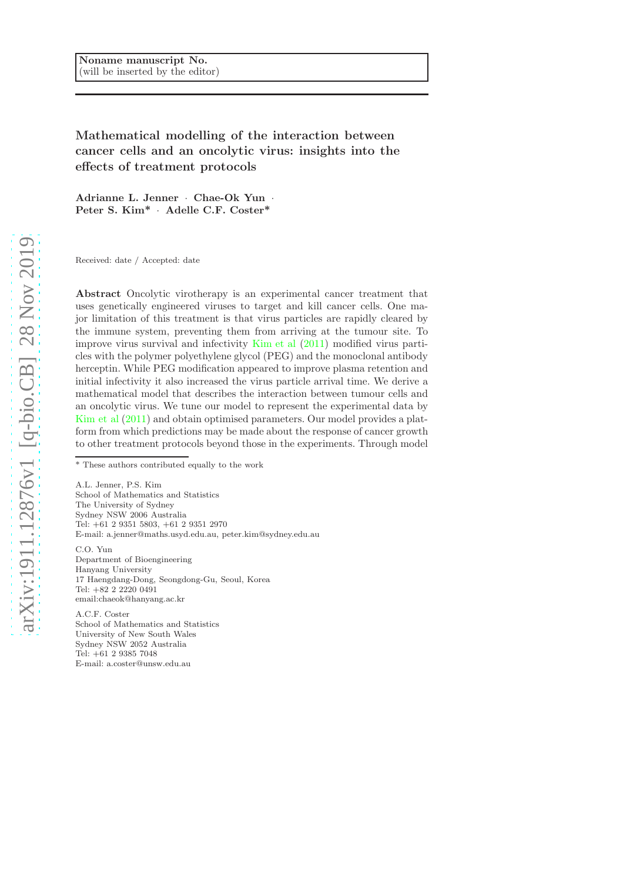Noname manuscript No.
(will be inserted by the editor)

# Mathematical modelling of the interaction between cancer cells and an oncolytic virus: insights into the effects of treatment protocols

**Adrianne L. Jenner · Chae-Ok Yun · Peter S. Kim* · Adelle C.F. Coster***

Received: date / Accepted: date

**Abstract** Oncolytic virotherapy is an experimental cancer treatment that uses genetically engineered viruses to target and kill cancer cells. One major limitation of this treatment is that virus particles are rapidly cleared by the immune system, preventing them from arriving at the tumour site. To improve virus survival and infectivity Kim et al (2011) modified virus particles with the polymer polyethylene glycol (PEG) and the monoclonal antibody herceptin. While PEG modification appeared to improve plasma retention and initial infectivity it also increased the virus particle arrival time. We derive a mathematical model that describes the interaction between tumour cells and an oncolytic virus. We tune our model to represent the experimental data by Kim et al (2011) and obtain optimised parameters. Our model provides a platform from which predictions may be made about the response of cancer growth to other treatment protocols beyond those in the experiments. Through model

* These authors contributed equally to the work

A.L. Jenner, P.S. Kim
School of Mathematics and Statistics
The University of Sydney
Sydney NSW 2006 Australia
Tel: +61 2 9351 5803, +61 2 9351 2970
E-mail: a.jenner@maths.usyd.edu.au, peter.kim@sydney.edu.au

C.O. Yun
Department of Bioengineering
Hanyang University
17 Haengdang-Dong, Seongdong-Gu, Seoul, Korea
Tel: +82 2 2220 0491
email:chaeok@hanyang.ac.kr

A.C.F. Coster
School of Mathematics and Statistics
University of New South Wales
Sydney NSW 2052 Australia
Tel: +61 2 9385 7048
E-mail: a.coster@unsw.edu.au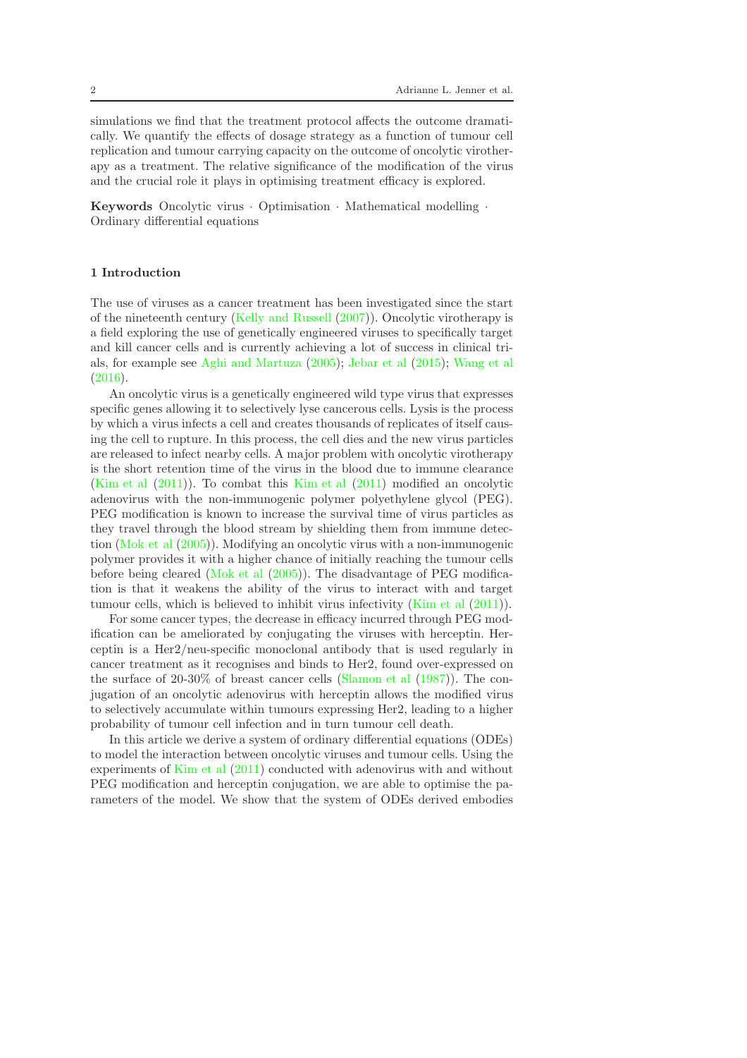simulations we find that the treatment protocol affects the outcome dramatically. We quantify the effects of dosage strategy as a function of tumour cell replication and tumour carrying capacity on the outcome of oncolytic virotherapy as a treatment. The relative significance of the modification of the virus and the crucial role it plays in optimising treatment efficacy is explored.

**Keywords** Oncolytic virus · Optimisation · Mathematical modelling · Ordinary differential equations

## 1 Introduction

The use of viruses as a cancer treatment has been investigated since the start of the nineteenth century (Kelly and Russell (2007)). Oncolytic virotherapy is a field exploring the use of genetically engineered viruses to specifically target and kill cancer cells and is currently achieving a lot of success in clinical trials, for example see Aghi and Martuza (2005); Jebar et al (2015); Wang et al (2016).

An oncolytic virus is a genetically engineered wild type virus that expresses specific genes allowing it to selectively lyse cancerous cells. Lysis is the process by which a virus infects a cell and creates thousands of replicates of itself causing the cell to rupture. In this process, the cell dies and the new virus particles are released to infect nearby cells. A major problem with oncolytic virotherapy is the short retention time of the virus in the blood due to immune clearance (Kim et al (2011)). To combat this Kim et al (2011) modified an oncolytic adenovirus with the non-immunogenic polymer polyethylene glycol (PEG). PEG modification is known to increase the survival time of virus particles as they travel through the blood stream by shielding them from immune detection (Mok et al (2005)). Modifying an oncolytic virus with a non-immunogenic polymer provides it with a higher chance of initially reaching the tumour cells before being cleared (Mok et al (2005)). The disadvantage of PEG modification is that it weakens the ability of the virus to interact with and target tumour cells, which is believed to inhibit virus infectivity (Kim et al (2011)).

For some cancer types, the decrease in efficacy incurred through PEG modification can be ameliorated by conjugating the viruses with herceptin. Herceptin is a Her2/neu-specific monoclonal antibody that is used regularly in cancer treatment as it recognises and binds to Her2, found over-expressed on the surface of 20-30% of breast cancer cells (Slamon et al (1987)). The conjugation of an oncolytic adenovirus with herceptin allows the modified virus to selectively accumulate within tumours expressing Her2, leading to a higher probability of tumour cell infection and in turn tumour cell death.

In this article we derive a system of ordinary differential equations (ODEs) to model the interaction between oncolytic viruses and tumour cells. Using the experiments of Kim et al (2011) conducted with adenovirus with and without PEG modification and herceptin conjugation, we are able to optimise the parameters of the model. We show that the system of ODEs derived embodies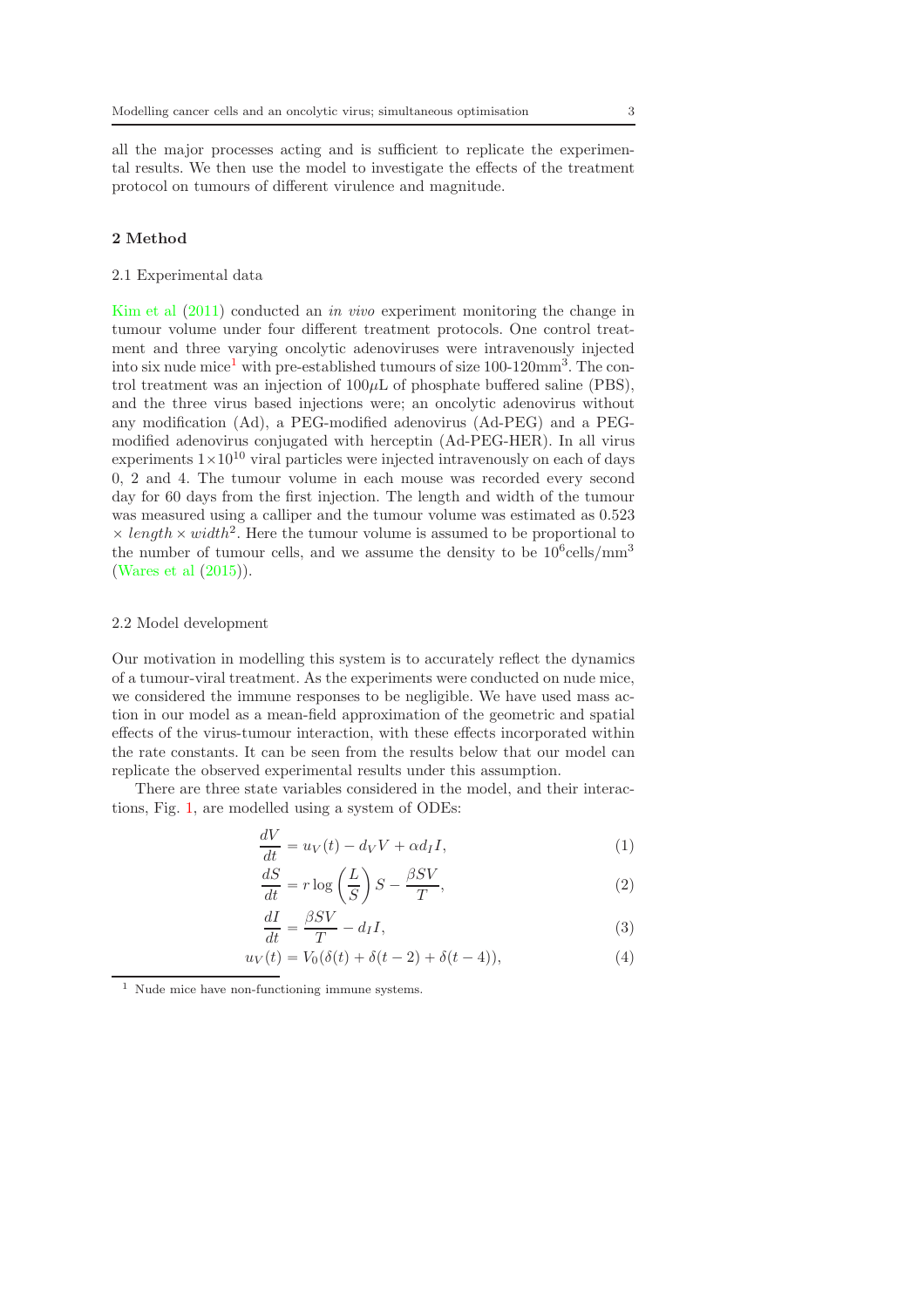all the major processes acting and is sufficient to replicate the experimental results. We then use the model to investigate the effects of the treatment protocol on tumours of different virulence and magnitude.

## 2 Method

### 2.1 Experimental data

Kim et al (2011) conducted an *in vivo* experiment monitoring the change in tumour volume under four different treatment protocols. One control treatment and three varying oncolytic adenoviruses were intravenously injected into six nude mice[1] with pre-established tumours of size 100-120mm$^3$. The control treatment was an injection of 100$\mu$L of phosphate buffered saline (PBS), and the three virus based injections were; an oncolytic adenovirus without any modification (Ad), a PEG-modified adenovirus (Ad-PEG) and a PEG-modified adenovirus conjugated with herceptin (Ad-PEG-HER). In all virus experiments $1\times10^{10}$ viral particles were injected intravenously on each of days 0, 2 and 4. The tumour volume in each mouse was recorded every second day for 60 days from the first injection. The length and width of the tumour was measured using a calliper and the tumour volume was estimated as $0.523 \times length \times width^2$. Here the tumour volume is assumed to be proportional to the number of tumour cells, and we assume the density to be $10^6$cells/mm$^3$ (Wares et al (2015)).

### 2.2 Model development

Our motivation in modelling this system is to accurately reflect the dynamics of a tumour-viral treatment. As the experiments were conducted on nude mice, we considered the immune responses to be negligible. We have used mass action in our model as a mean-field approximation of the geometric and spatial effects of the virus-tumour interaction, with these effects incorporated within the rate constants. It can be seen from the results below that our model can replicate the observed experimental results under this assumption.

There are three state variables considered in the model, and their interactions, Fig. 1, are modelled using a system of ODEs:

$$\frac{dV}{dt} = u_V(t) - d_V V + \alpha d_I I, \tag{1}$$

$$\frac{dS}{dt} = r\log\left(\frac{L}{S}\right)S - \frac{\beta S V}{T}, \tag{2}$$

$$\frac{dI}{dt} = \frac{\beta S V}{T} - d_I I, \tag{3}$$

$$u_V(t) = V_0(\delta(t) + \delta(t-2) + \delta(t-4)), \tag{4}$$

[1] Nude mice have non-functioning immune systems.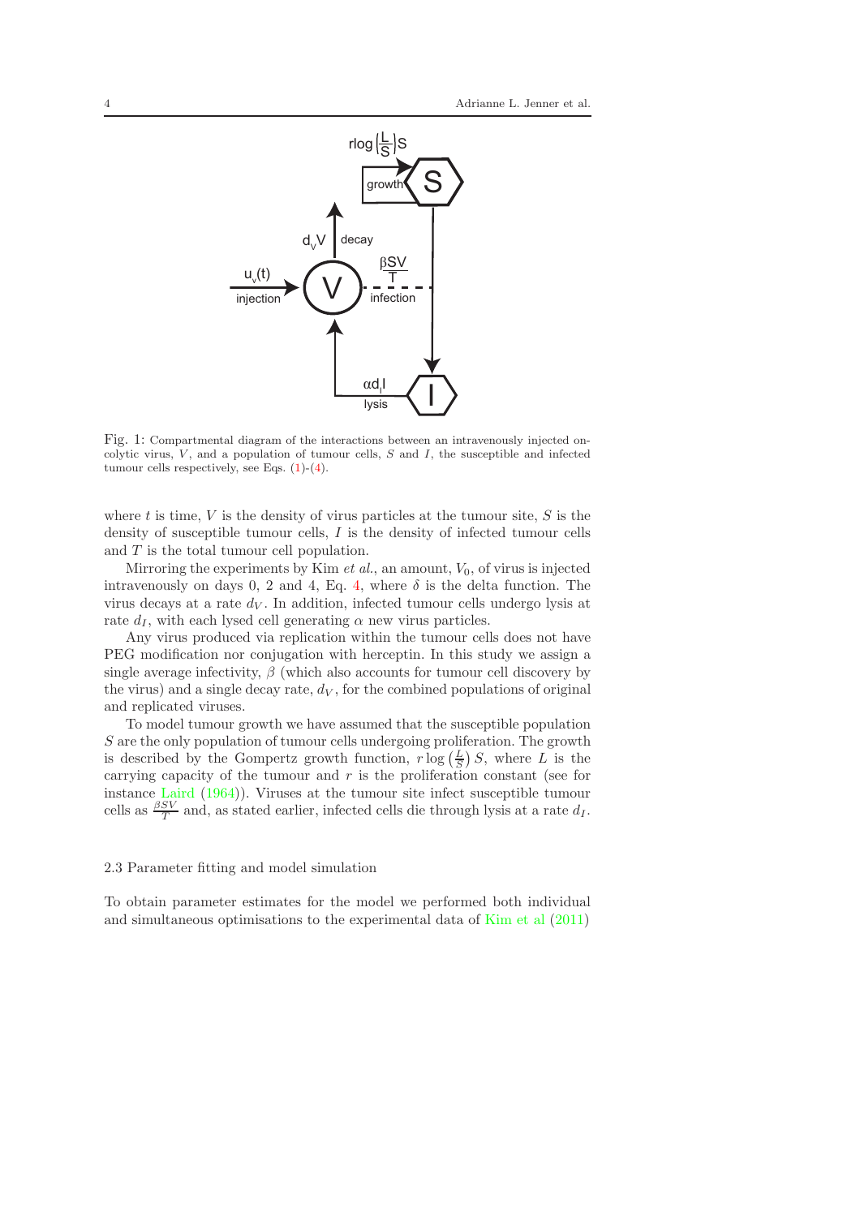Fig. 1: Compartmental diagram of the interactions between an intravenously injected oncolytic virus, $V$, and a population of tumour cells, $S$ and $I$, the susceptible and infected tumour cells respectively, see Eqs. (1)-(4).

where $t$ is time, $V$ is the density of virus particles at the tumour site, $S$ is the density of susceptible tumour cells, $I$ is the density of infected tumour cells and $T$ is the total tumour cell population.

Mirroring the experiments by Kim *et al.*, an amount, $V_0$, of virus is injected intravenously on days 0, 2 and 4, Eq. 4, where $\delta$ is the delta function. The virus decays at a rate $d_V$. In addition, infected tumour cells undergo lysis at rate $d_I$, with each lysed cell generating $\alpha$ new virus particles.

Any virus produced via replication within the tumour cells does not have PEG modification nor conjugation with herceptin. In this study we assign a single average infectivity, $\beta$ (which also accounts for tumour cell discovery by the virus) and a single decay rate, $d_V$, for the combined populations of original and replicated viruses.

To model tumour growth we have assumed that the susceptible population $S$ are the only population of tumour cells undergoing proliferation. The growth is described by the Gompertz growth function, $r \log\left(\frac{L}{S}\right) S$, where $L$ is the carrying capacity of the tumour and $r$ is the proliferation constant (see for instance Laird (1964)). Viruses at the tumour site infect susceptible tumour cells as $\frac{\beta SV}{T}$ and, as stated earlier, infected cells die through lysis at a rate $d_I$.

### 2.3 Parameter fitting and model simulation

To obtain parameter estimates for the model we performed both individual and simultaneous optimisations to the experimental data of Kim et al (2011)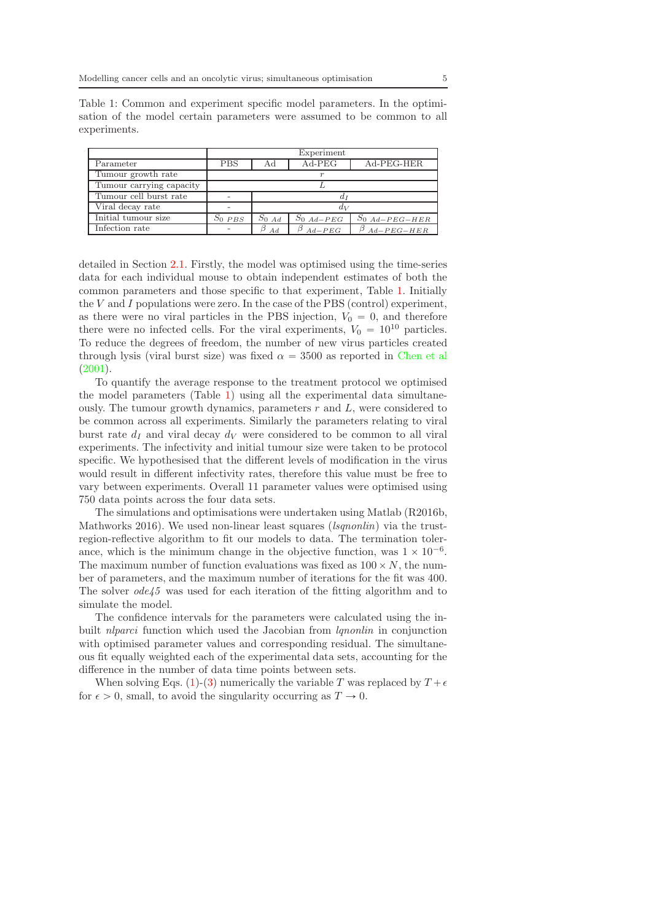Table 1: Common and experiment specific model parameters. In the optimisation of the model certain parameters were assumed to be common to all experiments.

| | Experiment | | | |
|---|---|---|---|---|
| Parameter | PBS | Ad | Ad-PEG | Ad-PEG-HER |
| Tumour growth rate | $r$ | | | |
| Tumour carrying capacity | $L$ | | | |
| Tumour cell burst rate | - | $d_I$ | | |
| Viral decay rate | - | $d_V$ | | |
| Initial tumour size | $S_{0\ PBS}$ | $S_{0\ Ad}$ | $S_{0\ Ad-PEG}$ | $S_{0\ Ad-PEG-HER}$ |
| Infection rate | - | $\beta_{\ Ad}$ | $\beta_{\ Ad-PEG}$ | $\beta_{\ Ad-PEG-HER}$ |

detailed in Section 2.1. Firstly, the model was optimised using the time-series data for each individual mouse to obtain independent estimates of both the common parameters and those specific to that experiment, Table 1. Initially the $V$ and $I$ populations were zero. In the case of the PBS (control) experiment, as there were no viral particles in the PBS injection, $V_0 = 0$, and therefore there were no infected cells. For the viral experiments, $V_0 = 10^{10}$ particles. To reduce the degrees of freedom, the number of new virus particles created through lysis (viral burst size) was fixed $\alpha = 3500$ as reported in Chen et al (2001).

To quantify the average response to the treatment protocol we optimised the model parameters (Table 1) using all the experimental data simultaneously. The tumour growth dynamics, parameters $r$ and $L$, were considered to be common across all experiments. Similarly the parameters relating to viral burst rate $d_I$ and viral decay $d_V$ were considered to be common to all viral experiments. The infectivity and initial tumour size were taken to be protocol specific. We hypothesised that the different levels of modification in the virus would result in different infectivity rates, therefore this value must be free to vary between experiments. Overall 11 parameter values were optimised using 750 data points across the four data sets.

The simulations and optimisations were undertaken using Matlab (R2016b, Mathworks 2016). We used non-linear least squares (*lsqnonlin*) via the trust-region-reflective algorithm to fit our models to data. The termination tolerance, which is the minimum change in the objective function, was $1 \times 10^{-6}$. The maximum number of function evaluations was fixed as $100 \times N$, the number of parameters, and the maximum number of iterations for the fit was 400. The solver *ode45* was used for each iteration of the fitting algorithm and to simulate the model.

The confidence intervals for the parameters were calculated using the inbuilt *nlparci* function which used the Jacobian from *lqnonlin* in conjunction with optimised parameter values and corresponding residual. The simultaneous fit equally weighted each of the experimental data sets, accounting for the difference in the number of data time points between sets.

When solving Eqs. (1)-(3) numerically the variable $T$ was replaced by $T + \epsilon$ for $\epsilon > 0$, small, to avoid the singularity occurring as $T \to 0$.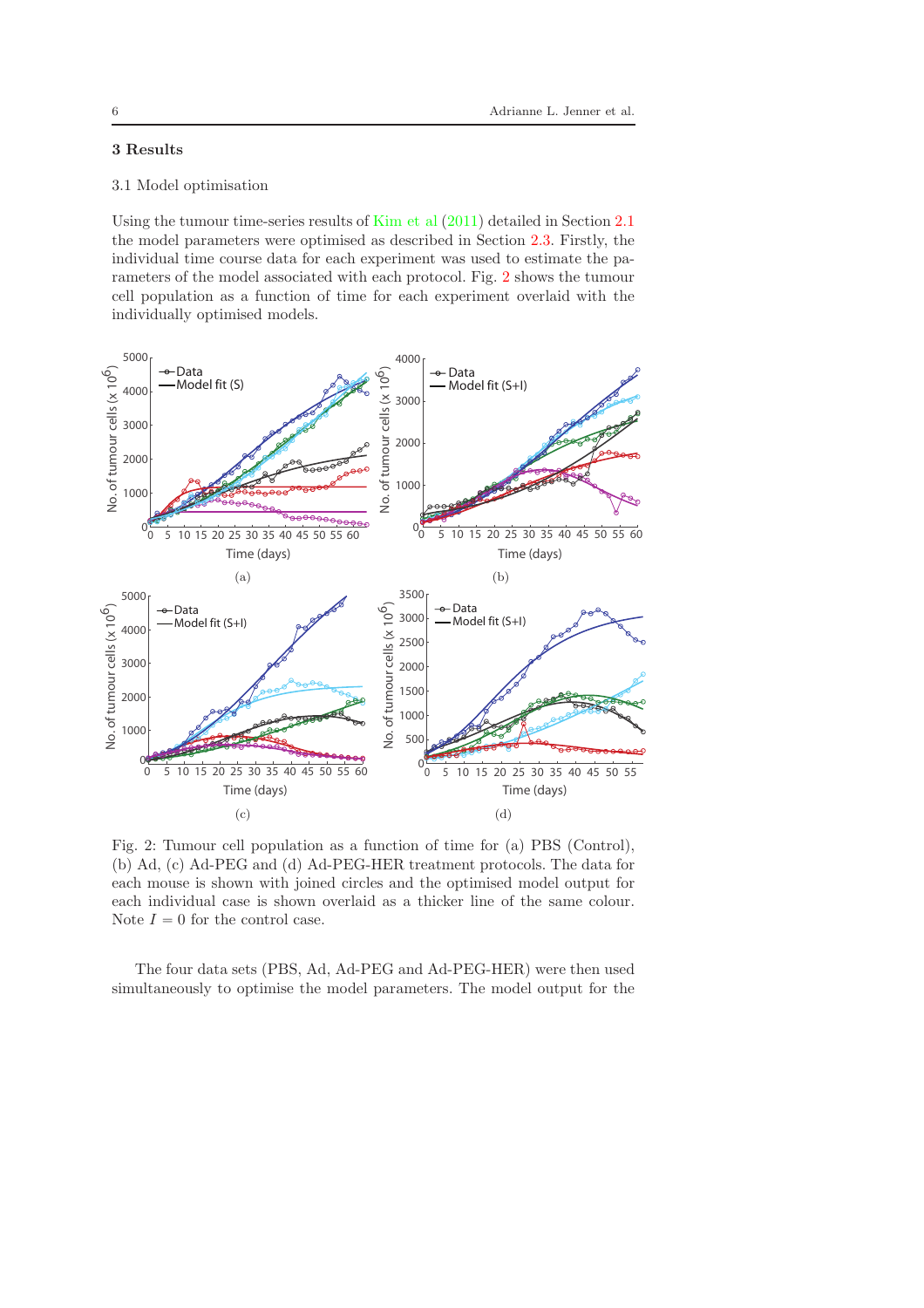## 3 Results

### 3.1 Model optimisation

Using the tumour time-series results of Kim et al (2011) detailed in Section 2.1 the model parameters were optimised as described in Section 2.3. Firstly, the individual time course data for each experiment was used to estimate the parameters of the model associated with each protocol. Fig. 2 shows the tumour cell population as a function of time for each experiment overlaid with the individually optimised models.

Fig. 2: Tumour cell population as a function of time for (a) PBS (Control), (b) Ad, (c) Ad-PEG and (d) Ad-PEG-HER treatment protocols. The data for each mouse is shown with joined circles and the optimised model output for each individual case is shown overlaid as a thicker line of the same colour. Note $I = 0$ for the control case.

The four data sets (PBS, Ad, Ad-PEG and Ad-PEG-HER) were then used simultaneously to optimise the model parameters. The model output for the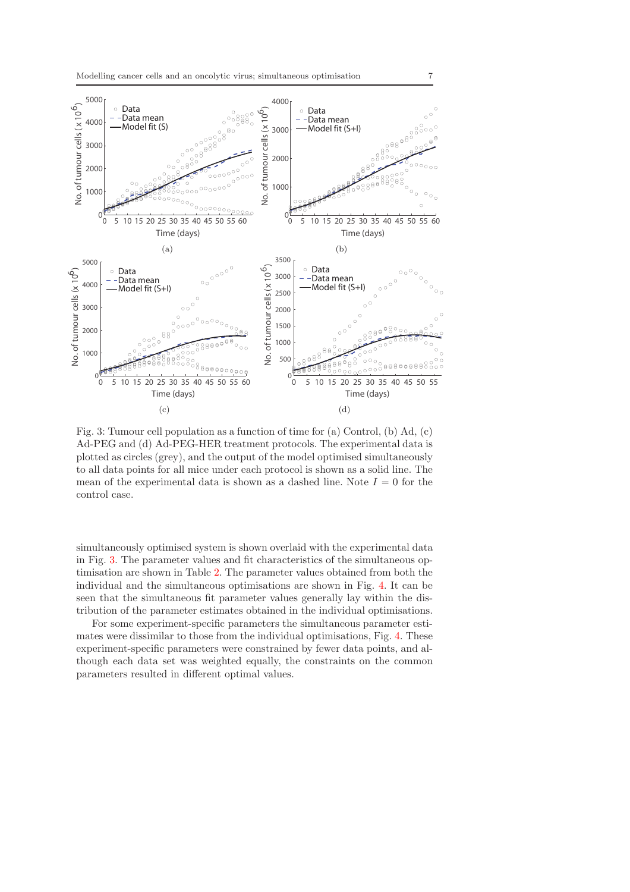Fig. 3: Tumour cell population as a function of time for (a) Control, (b) Ad, (c) Ad-PEG and (d) Ad-PEG-HER treatment protocols. The experimental data is plotted as circles (grey), and the output of the model optimised simultaneously to all data points for all mice under each protocol is shown as a solid line. The mean of the experimental data is shown as a dashed line. Note $I = 0$ for the control case.

simultaneously optimised system is shown overlaid with the experimental data in Fig. 3. The parameter values and fit characteristics of the simultaneous optimisation are shown in Table 2. The parameter values obtained from both the individual and the simultaneous optimisations are shown in Fig. 4. It can be seen that the simultaneous fit parameter values generally lay within the distribution of the parameter estimates obtained in the individual optimisations.

For some experiment-specific parameters the simultaneous parameter estimates were dissimilar to those from the individual optimisations, Fig. 4. These experiment-specific parameters were constrained by fewer data points, and although each data set was weighted equally, the constraints on the common parameters resulted in different optimal values.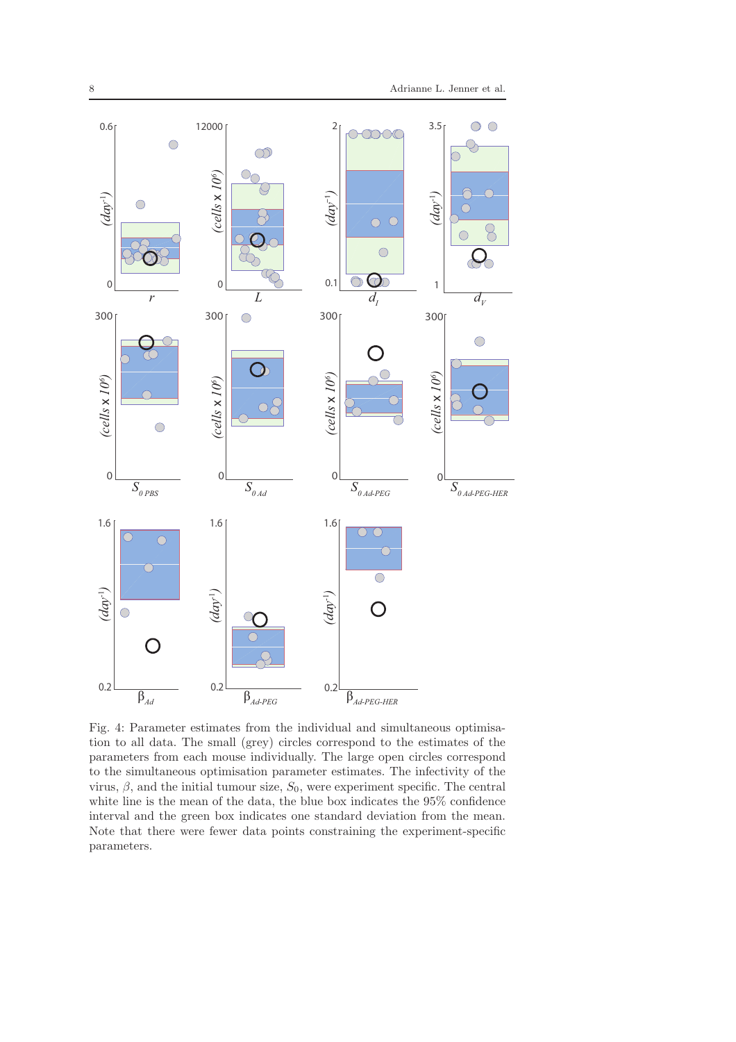Fig. 4: Parameter estimates from the individual and simultaneous optimisation to all data. The small (grey) circles correspond to the estimates of the parameters from each mouse individually. The large open circles correspond to the simultaneous optimisation parameter estimates. The infectivity of the virus, $\beta$, and the initial tumour size, $S_0$, were experiment specific. The central white line is the mean of the data, the blue box indicates the 95% confidence interval and the green box indicates one standard deviation from the mean. Note that there were fewer data points constraining the experiment-specific parameters.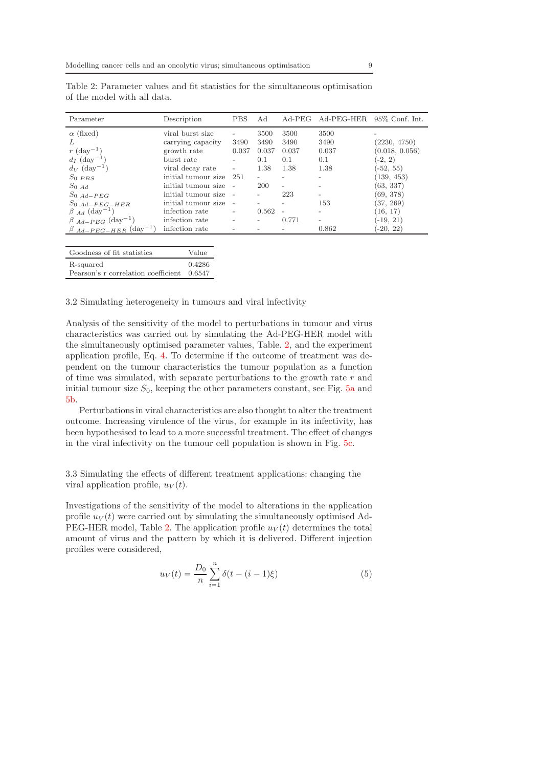Table 2: Parameter values and fit statistics for the simultaneous optimisation of the model with all data.

| Parameter | Description | PBS | Ad | Ad-PEG | Ad-PEG-HER | 95% Conf. Int. |
|---|---|---|---|---|---|---|
| $\alpha$ (fixed) | viral burst size | - | 3500 | 3500 | 3500 | - |
| $L$ | carrying capacity | 3490 | 3490 | 3490 | 3490 | (2230, 4750) |
| $r$ (day$^{-1}$) | growth rate | 0.037 | 0.037 | 0.037 | 0.037 | (0.018, 0.056) |
| $d_I$ (day$^{-1}$) | burst rate | - | 0.1 | 0.1 | 0.1 | (-2, 2) |
| $d_V$ (day$^{-1}$) | viral decay rate | - | 1.38 | 1.38 | 1.38 | (-52, 55) |
| $S_{0\ PBS}$ | initial tumour size | 251 | - | - | - | (139, 453) |
| $S_{0\ Ad}$ | initial tumour size | - | 200 | - | - | (63, 337) |
| $S_{0\ Ad-PEG}$ | initial tumour size | - | - | 223 | - | (69, 378) |
| $S_{0\ Ad-PEG-HER}$ | initial tumour size | - | - | - | 153 | (37, 269) |
| $\beta_{\ Ad}$ (day$^{-1}$) | infection rate | - | 0.562 | - | - | (16, 17) |
| $\beta_{\ Ad-PEG}$ (day$^{-1}$) | infection rate | - | - | 0.771 | - | (-19, 21) |
| $\beta_{\ Ad-PEG-HER}$ (day$^{-1}$) | infection rate | - | - | - | 0.862 | (-20, 22) |

| Goodness of fit statistics | Value |
|---|---|
| R-squared | 0.4286 |
| Pearson's r correlation coefficient | 0.6547 |

### 3.2 Simulating heterogeneity in tumours and viral infectivity

Analysis of the sensitivity of the model to perturbations in tumour and virus characteristics was carried out by simulating the Ad-PEG-HER model with the simultaneously optimised parameter values, Table 2, and the experiment application profile, Eq. 4. To determine if the outcome of treatment was dependent on the tumour characteristics the tumour population as a function of time was simulated, with separate perturbations to the growth rate $r$ and initial tumour size $S_0$, keeping the other parameters constant, see Fig. 5a and 5b.

Perturbations in viral characteristics are also thought to alter the treatment outcome. Increasing virulence of the virus, for example in its infectivity, has been hypothesised to lead to a more successful treatment. The effect of changes in the viral infectivity on the tumour cell population is shown in Fig. 5c.

### 3.3 Simulating the effects of different treatment applications: changing the viral application profile, $u_V(t)$.

Investigations of the sensitivity of the model to alterations in the application profile $u_V(t)$ were carried out by simulating the simultaneously optimised Ad-PEG-HER model, Table 2. The application profile $u_V(t)$ determines the total amount of virus and the pattern by which it is delivered. Different injection profiles were considered,

$$u_V(t) = \frac{D_0}{n} \sum_{i=1}^{n} \delta(t - (i-1)\xi) \tag{5}$$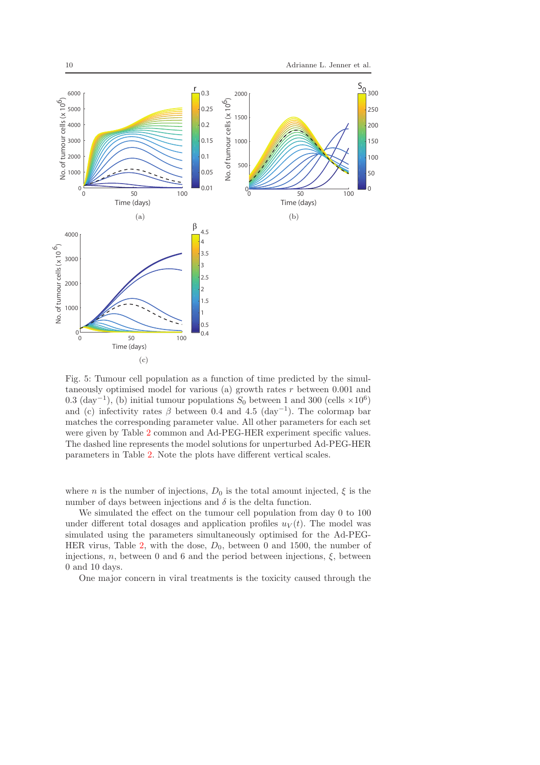Fig. 5: Tumour cell population as a function of time predicted by the simultaneously optimised model for various (a) growth rates $r$ between 0.001 and 0.3 (day$^{-1}$), (b) initial tumour populations $S_0$ between 1 and 300 (cells $\times 10^6$) and (c) infectivity rates $\beta$ between 0.4 and 4.5 (day$^{-1}$). The colormap bar matches the corresponding parameter value. All other parameters for each set were given by Table 2 common and Ad-PEG-HER experiment specific values. The dashed line represents the model solutions for unperturbed Ad-PEG-HER parameters in Table 2. Note the plots have different vertical scales.

where $n$ is the number of injections, $D_0$ is the total amount injected, $\xi$ is the number of days between injections and $\delta$ is the delta function.

We simulated the effect on the tumour cell population from day 0 to 100 under different total dosages and application profiles $u_V(t)$. The model was simulated using the parameters simultaneously optimised for the Ad-PEG-HER virus, Table 2, with the dose, $D_0$, between 0 and 1500, the number of injections, $n$, between 0 and 6 and the period between injections, $\xi$, between 0 and 10 days.

One major concern in viral treatments is the toxicity caused through the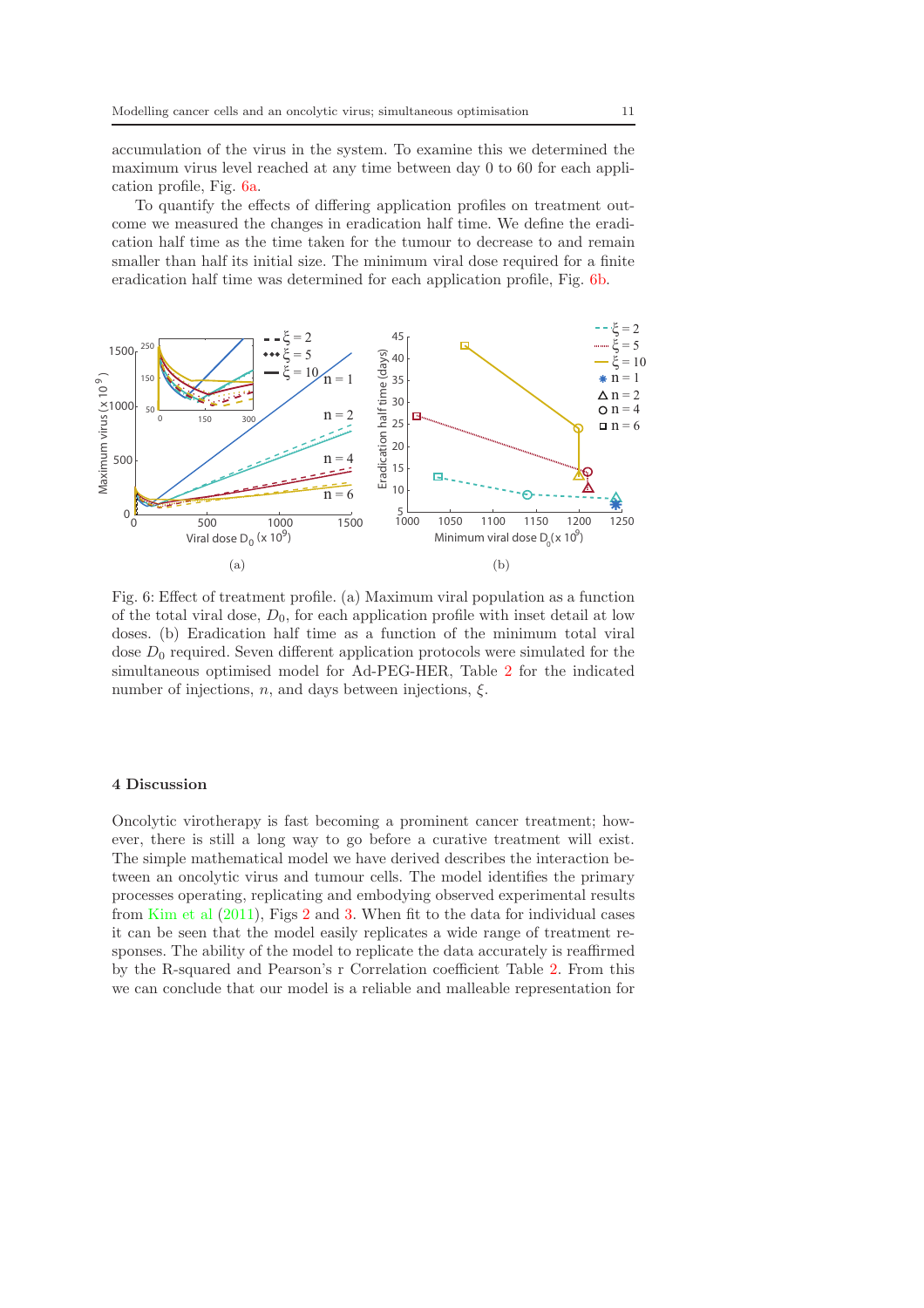accumulation of the virus in the system. To examine this we determined the maximum virus level reached at any time between day 0 to 60 for each application profile, Fig. 6a.

To quantify the effects of differing application profiles on treatment outcome we measured the changes in eradication half time. We define the eradication half time as the time taken for the tumour to decrease to and remain smaller than half its initial size. The minimum viral dose required for a finite eradication half time was determined for each application profile, Fig. 6b.

Fig. 6: Effect of treatment profile. (a) Maximum viral population as a function of the total viral dose, $D_0$, for each application profile with inset detail at low doses. (b) Eradication half time as a function of the minimum total viral dose $D_0$ required. Seven different application protocols were simulated for the simultaneous optimised model for Ad-PEG-HER, Table 2 for the indicated number of injections, $n$, and days between injections, $\xi$.

## 4 Discussion

Oncolytic virotherapy is fast becoming a prominent cancer treatment; however, there is still a long way to go before a curative treatment will exist. The simple mathematical model we have derived describes the interaction between an oncolytic virus and tumour cells. The model identifies the primary processes operating, replicating and embodying observed experimental results from Kim et al (2011), Figs 2 and 3. When fit to the data for individual cases it can be seen that the model easily replicates a wide range of treatment responses. The ability of the model to replicate the data accurately is reaffirmed by the R-squared and Pearson's r Correlation coefficient Table 2. From this we can conclude that our model is a reliable and malleable representation for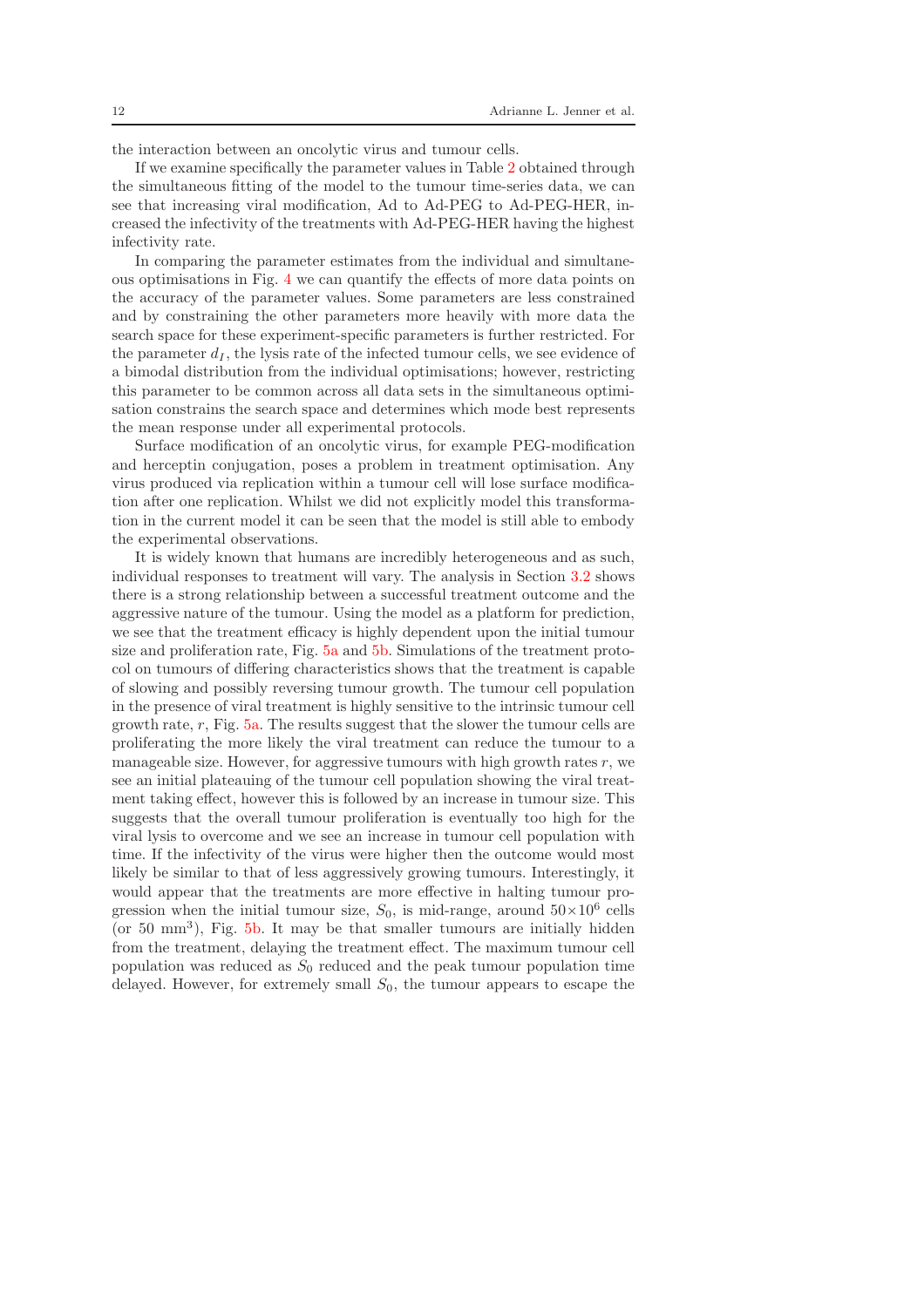the interaction between an oncolytic virus and tumour cells.

If we examine specifically the parameter values in Table 2 obtained through the simultaneous fitting of the model to the tumour time-series data, we can see that increasing viral modification, Ad to Ad-PEG to Ad-PEG-HER, increased the infectivity of the treatments with Ad-PEG-HER having the highest infectivity rate.

In comparing the parameter estimates from the individual and simultaneous optimisations in Fig. 4 we can quantify the effects of more data points on the accuracy of the parameter values. Some parameters are less constrained and by constraining the other parameters more heavily with more data the search space for these experiment-specific parameters is further restricted. For the parameter $d_I$, the lysis rate of the infected tumour cells, we see evidence of a bimodal distribution from the individual optimisations; however, restricting this parameter to be common across all data sets in the simultaneous optimisation constrains the search space and determines which mode best represents the mean response under all experimental protocols.

Surface modification of an oncolytic virus, for example PEG-modification and herceptin conjugation, poses a problem in treatment optimisation. Any virus produced via replication within a tumour cell will lose surface modification after one replication. Whilst we did not explicitly model this transformation in the current model it can be seen that the model is still able to embody the experimental observations.

It is widely known that humans are incredibly heterogeneous and as such, individual responses to treatment will vary. The analysis in Section 3.2 shows there is a strong relationship between a successful treatment outcome and the aggressive nature of the tumour. Using the model as a platform for prediction, we see that the treatment efficacy is highly dependent upon the initial tumour size and proliferation rate, Fig. 5a and 5b. Simulations of the treatment protocol on tumours of differing characteristics shows that the treatment is capable of slowing and possibly reversing tumour growth. The tumour cell population in the presence of viral treatment is highly sensitive to the intrinsic tumour cell growth rate, $r$, Fig. 5a. The results suggest that the slower the tumour cells are proliferating the more likely the viral treatment can reduce the tumour to a manageable size. However, for aggressive tumours with high growth rates $r$, we see an initial plateauing of the tumour cell population showing the viral treatment taking effect, however this is followed by an increase in tumour size. This suggests that the overall tumour proliferation is eventually too high for the viral lysis to overcome and we see an increase in tumour cell population with time. If the infectivity of the virus were higher then the outcome would most likely be similar to that of less aggressively growing tumours. Interestingly, it would appear that the treatments are more effective in halting tumour progression when the initial tumour size, $S_0$, is mid-range, around $50\times10^6$ cells (or 50 $\text{mm}^3$), Fig. 5b. It may be that smaller tumours are initially hidden from the treatment, delaying the treatment effect. The maximum tumour cell population was reduced as $S_0$ reduced and the peak tumour population time delayed. However, for extremely small $S_0$, the tumour appears to escape the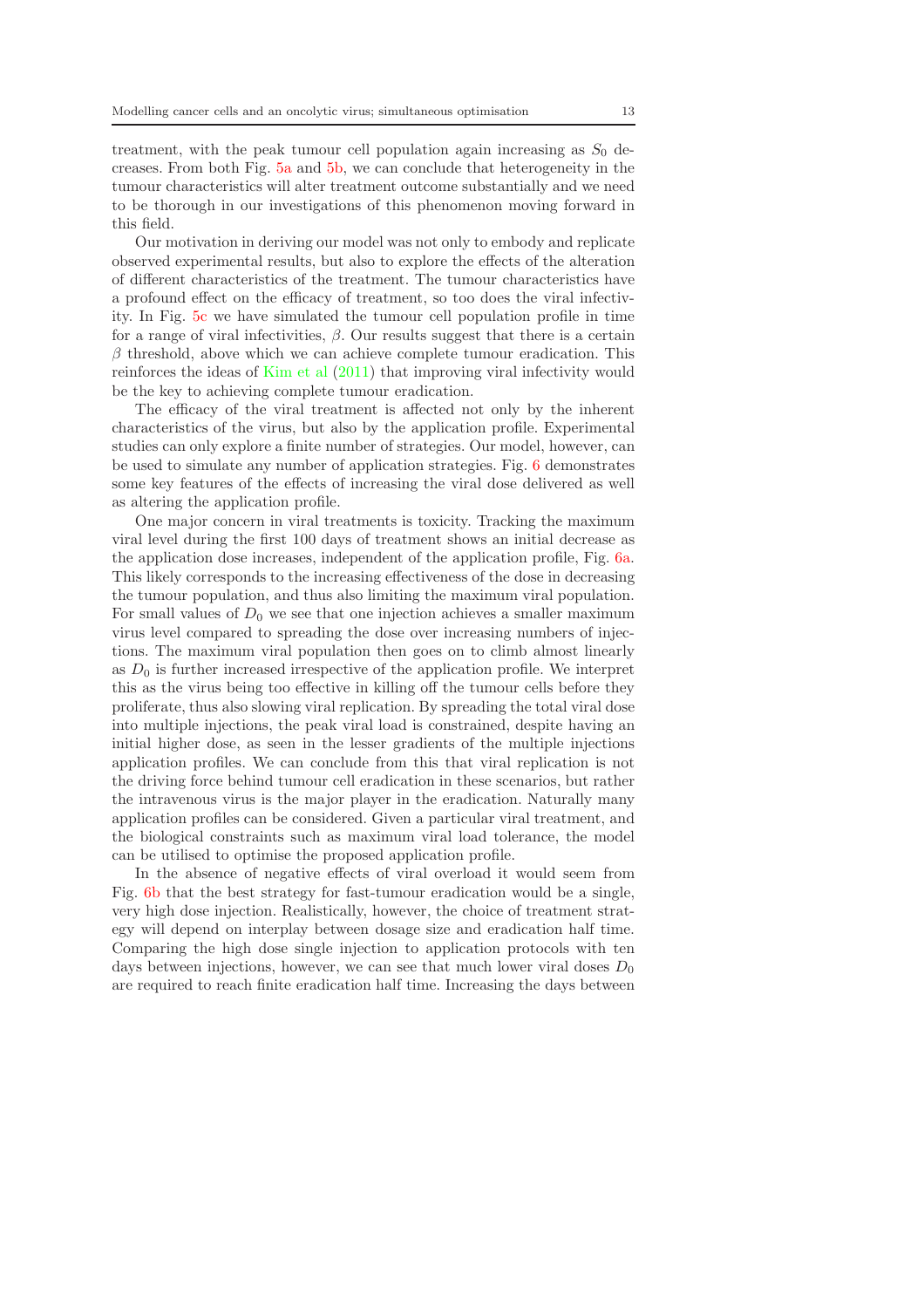treatment, with the peak tumour cell population again increasing as $S_0$ decreases. From both Fig. 5a and 5b, we can conclude that heterogeneity in the tumour characteristics will alter treatment outcome substantially and we need to be thorough in our investigations of this phenomenon moving forward in this field.

Our motivation in deriving our model was not only to embody and replicate observed experimental results, but also to explore the effects of the alteration of different characteristics of the treatment. The tumour characteristics have a profound effect on the efficacy of treatment, so too does the viral infectivity. In Fig. 5c we have simulated the tumour cell population profile in time for a range of viral infectivities, $\beta$. Our results suggest that there is a certain $\beta$ threshold, above which we can achieve complete tumour eradication. This reinforces the ideas of Kim et al (2011) that improving viral infectivity would be the key to achieving complete tumour eradication.

The efficacy of the viral treatment is affected not only by the inherent characteristics of the virus, but also by the application profile. Experimental studies can only explore a finite number of strategies. Our model, however, can be used to simulate any number of application strategies. Fig. 6 demonstrates some key features of the effects of increasing the viral dose delivered as well as altering the application profile.

One major concern in viral treatments is toxicity. Tracking the maximum viral level during the first 100 days of treatment shows an initial decrease as the application dose increases, independent of the application profile, Fig. 6a. This likely corresponds to the increasing effectiveness of the dose in decreasing the tumour population, and thus also limiting the maximum viral population. For small values of $D_0$ we see that one injection achieves a smaller maximum virus level compared to spreading the dose over increasing numbers of injections. The maximum viral population then goes on to climb almost linearly as $D_0$ is further increased irrespective of the application profile. We interpret this as the virus being too effective in killing off the tumour cells before they proliferate, thus also slowing viral replication. By spreading the total viral dose into multiple injections, the peak viral load is constrained, despite having an initial higher dose, as seen in the lesser gradients of the multiple injections application profiles. We can conclude from this that viral replication is not the driving force behind tumour cell eradication in these scenarios, but rather the intravenous virus is the major player in the eradication. Naturally many application profiles can be considered. Given a particular viral treatment, and the biological constraints such as maximum viral load tolerance, the model can be utilised to optimise the proposed application profile.

In the absence of negative effects of viral overload it would seem from Fig. 6b that the best strategy for fast-tumour eradication would be a single, very high dose injection. Realistically, however, the choice of treatment strategy will depend on interplay between dosage size and eradication half time. Comparing the high dose single injection to application protocols with ten days between injections, however, we can see that much lower viral doses $D_0$ are required to reach finite eradication half time. Increasing the days between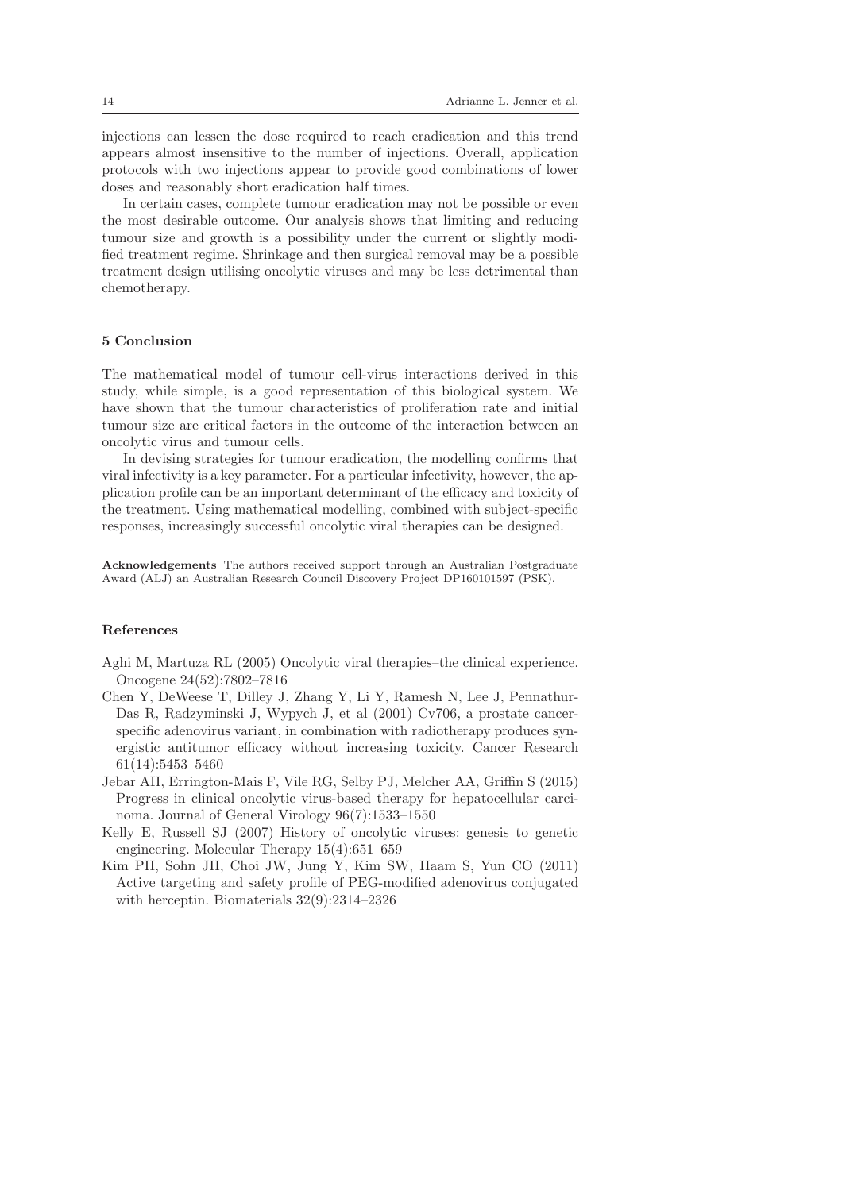injections can lessen the dose required to reach eradication and this trend appears almost insensitive to the number of injections. Overall, application protocols with two injections appear to provide good combinations of lower doses and reasonably short eradication half times.

In certain cases, complete tumour eradication may not be possible or even the most desirable outcome. Our analysis shows that limiting and reducing tumour size and growth is a possibility under the current or slightly modified treatment regime. Shrinkage and then surgical removal may be a possible treatment design utilising oncolytic viruses and may be less detrimental than chemotherapy.

## 5 Conclusion

The mathematical model of tumour cell-virus interactions derived in this study, while simple, is a good representation of this biological system. We have shown that the tumour characteristics of proliferation rate and initial tumour size are critical factors in the outcome of the interaction between an oncolytic virus and tumour cells.

In devising strategies for tumour eradication, the modelling confirms that viral infectivity is a key parameter. For a particular infectivity, however, the application profile can be an important determinant of the efficacy and toxicity of the treatment. Using mathematical modelling, combined with subject-specific responses, increasingly successful oncolytic viral therapies can be designed.

**Acknowledgements** The authors received support through an Australian Postgraduate Award (ALJ) an Australian Research Council Discovery Project DP160101597 (PSK).

## References

Aghi M, Martuza RL (2005) Oncolytic viral therapies–the clinical experience. Oncogene 24(52):7802–7816

Chen Y, DeWeese T, Dilley J, Zhang Y, Li Y, Ramesh N, Lee J, Pennathur-Das R, Radzyminski J, Wypych J, et al (2001) Cv706, a prostate cancer-specific adenovirus variant, in combination with radiotherapy produces synergistic antitumor efficacy without increasing toxicity. Cancer Research 61(14):5453–5460

Jebar AH, Errington-Mais F, Vile RG, Selby PJ, Melcher AA, Griffin S (2015) Progress in clinical oncolytic virus-based therapy for hepatocellular carcinoma. Journal of General Virology 96(7):1533–1550

Kelly E, Russell SJ (2007) History of oncolytic viruses: genesis to genetic engineering. Molecular Therapy 15(4):651–659

Kim PH, Sohn JH, Choi JW, Jung Y, Kim SW, Haam S, Yun CO (2011) Active targeting and safety profile of PEG-modified adenovirus conjugated with herceptin. Biomaterials 32(9):2314–2326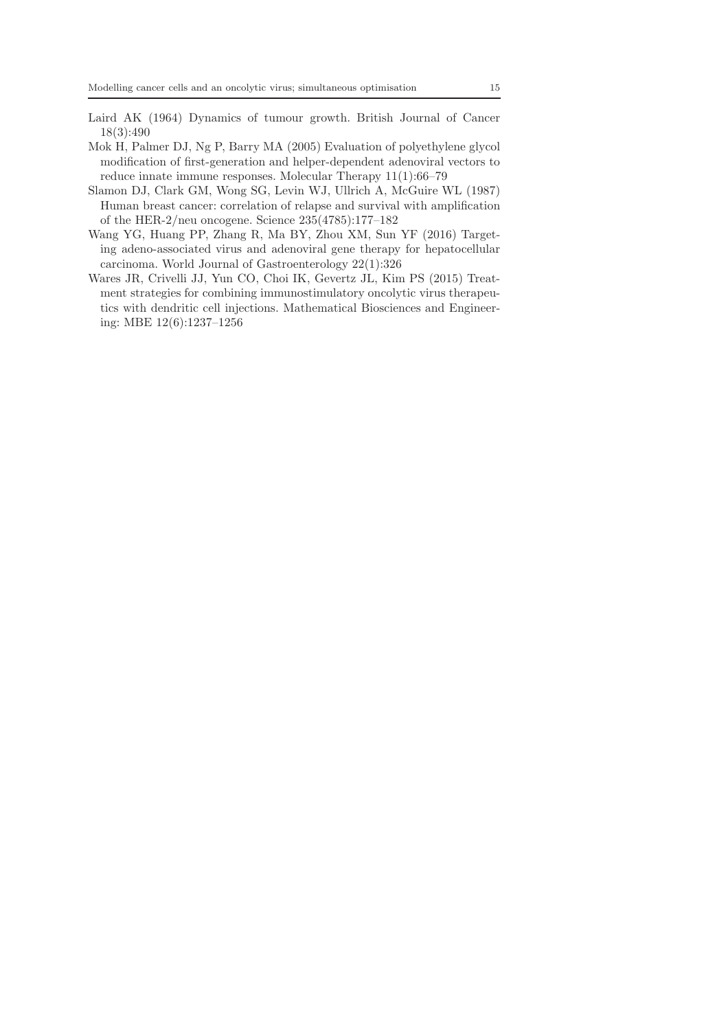Laird AK (1964) Dynamics of tumour growth. British Journal of Cancer 18(3):490

Mok H, Palmer DJ, Ng P, Barry MA (2005) Evaluation of polyethylene glycol modification of first-generation and helper-dependent adenoviral vectors to reduce innate immune responses. Molecular Therapy 11(1):66–79

Slamon DJ, Clark GM, Wong SG, Levin WJ, Ullrich A, McGuire WL (1987) Human breast cancer: correlation of relapse and survival with amplification of the HER-2/neu oncogene. Science 235(4785):177–182

Wang YG, Huang PP, Zhang R, Ma BY, Zhou XM, Sun YF (2016) Targeting adeno-associated virus and adenoviral gene therapy for hepatocellular carcinoma. World Journal of Gastroenterology 22(1):326

Wares JR, Crivelli JJ, Yun CO, Choi IK, Gevertz JL, Kim PS (2015) Treatment strategies for combining immunostimulatory oncolytic virus therapeutics with dendritic cell injections. Mathematical Biosciences and Engineering: MBE 12(6):1237–1256